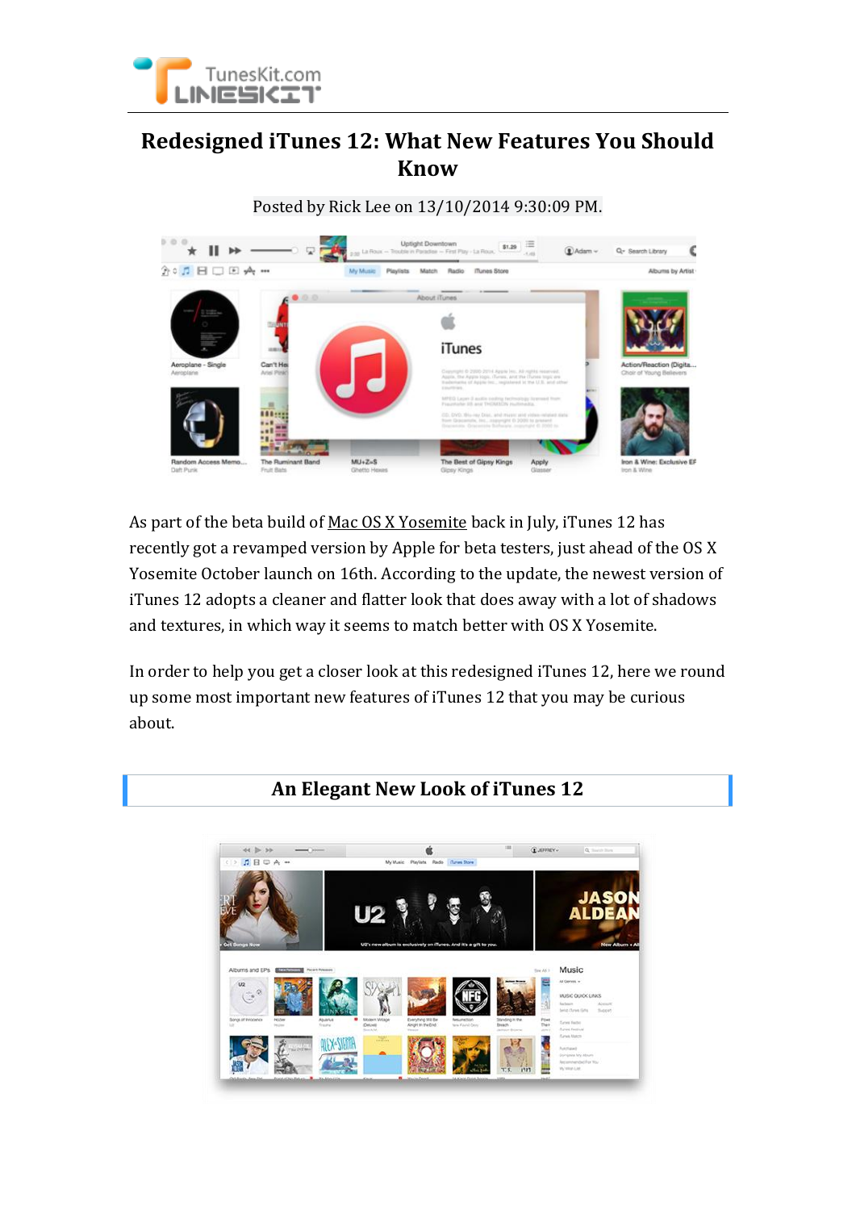# Redesigned iTunes 12: What New Features You Should Know

Posted by Rick Lee on 13/10/2014 9:30:09 PM.

As part of the beta build of Mac OS X Yosemite back in July, iTunes 12 has recently got a revamped version by Apple for beta testers, just ahead of the OS X Yosemite October launch on 16th. According to the update, the newest version of iTunes 12 adopts a cleaner and flatter look that does away with a lot of shadows and textures, in which way it seems to match better with OS X Yosemite.

In order to help you get a closer look at this redesigned iTunes 12, here we round up some most important new features of iTunes 12 that you may be curious about.

## An Elegant New Look of iTunes 12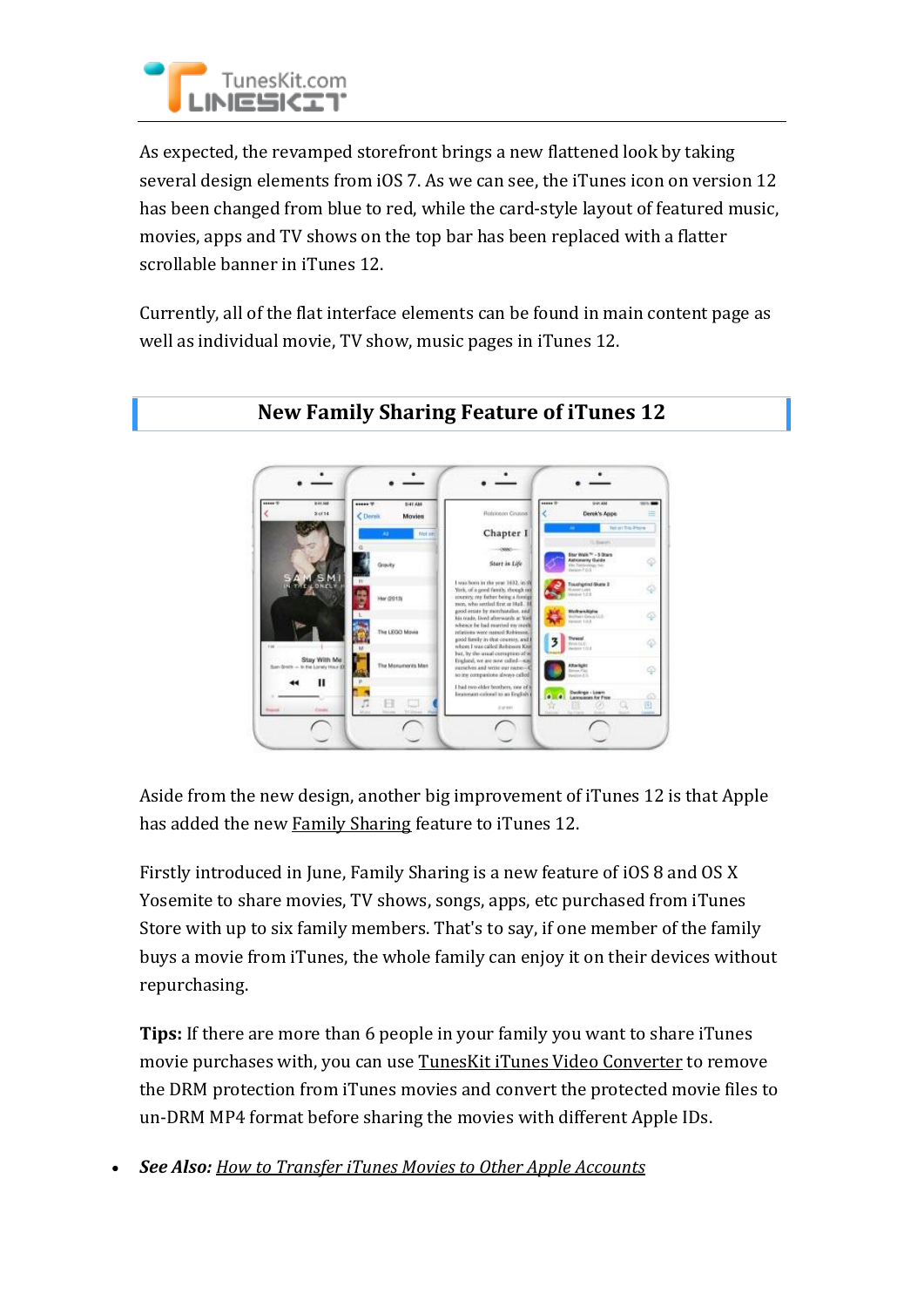As expected, the revamped storefront brings a new flattened look by taking several design elements from iOS 7. As we can see, the iTunes icon on version 12 has been changed from blue to red, while the card-style layout of featured music, movies, apps and TV shows on the top bar has been replaced with a flatter scrollable banner in iTunes 12.

Currently, all of the flat interface elements can be found in main content page as well as individual movie, TV show, music pages in iTunes 12.

## New Family Sharing Feature of iTunes 12

Aside from the new design, another big improvement of iTunes 12 is that Apple has added the new Family Sharing feature to iTunes 12.

Firstly introduced in June, Family Sharing is a new feature of iOS 8 and OS X Yosemite to share movies, TV shows, songs, apps, etc purchased from iTunes Store with up to six family members. That's to say, if one member of the family buys a movie from iTunes, the whole family can enjoy it on their devices without repurchasing.

**Tips:** If there are more than 6 people in your family you want to share iTunes movie purchases with, you can use TunesKit iTunes Video Converter to remove the DRM protection from iTunes movies and convert the protected movie files to un-DRM MP4 format before sharing the movies with different Apple IDs.

- ***See Also:*** *How to Transfer iTunes Movies to Other Apple Accounts*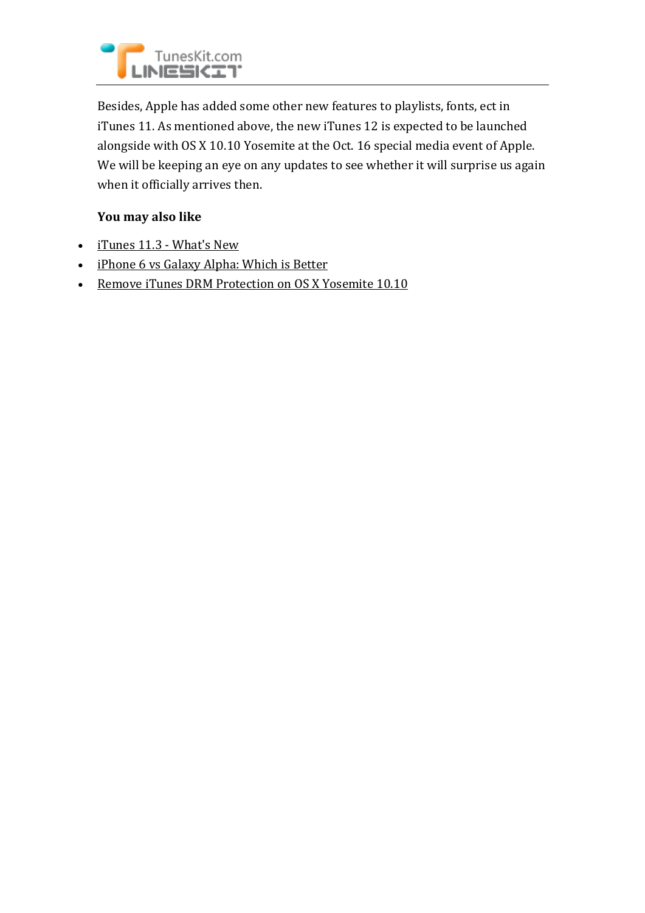Besides, Apple has added some other new features to playlists, fonts, ect in iTunes 11. As mentioned above, the new iTunes 12 is expected to be launched alongside with OS X 10.10 Yosemite at the Oct. 16 special media event of Apple. We will be keeping an eye on any updates to see whether it will surprise us again when it officially arrives then.

**You may also like**

- iTunes 11.3 - What's New
- iPhone 6 vs Galaxy Alpha: Which is Better
- Remove iTunes DRM Protection on OS X Yosemite 10.10